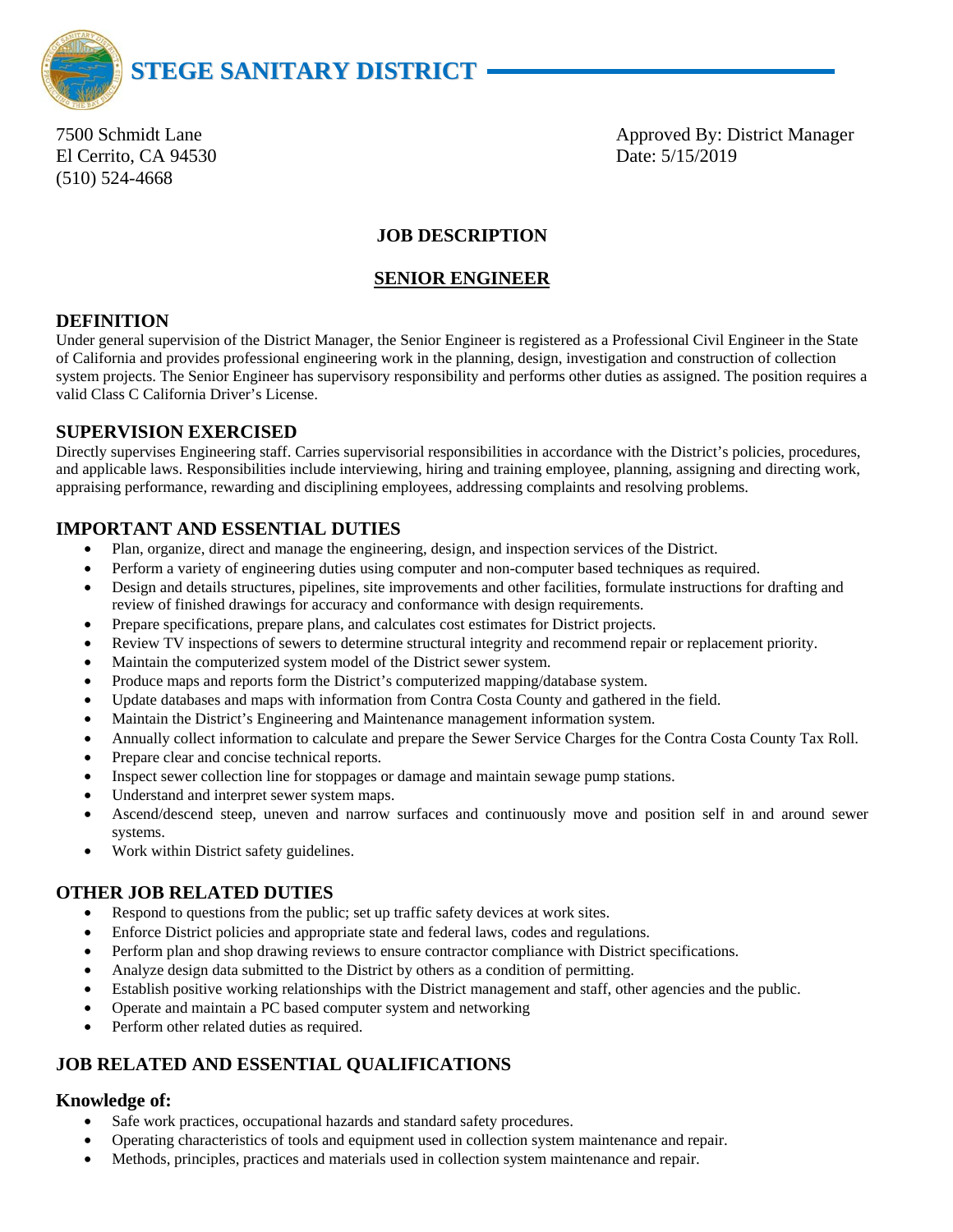# STEGE SANITARY DISTRICT

7500 Schmidt Lane
El Cerrito, CA 94530
(510) 524-4668

Approved By: District Manager
Date: 5/15/2019

## JOB DESCRIPTION

## SENIOR ENGINEER

### DEFINITION

Under general supervision of the District Manager, the Senior Engineer is registered as a Professional Civil Engineer in the State of California and provides professional engineering work in the planning, design, investigation and construction of collection system projects. The Senior Engineer has supervisory responsibility and performs other duties as assigned. The position requires a valid Class C California Driver's License.

### SUPERVISION EXERCISED

Directly supervises Engineering staff. Carries supervisorial responsibilities in accordance with the District's policies, procedures, and applicable laws. Responsibilities include interviewing, hiring and training employee, planning, assigning and directing work, appraising performance, rewarding and disciplining employees, addressing complaints and resolving problems.

### IMPORTANT AND ESSENTIAL DUTIES

- Plan, organize, direct and manage the engineering, design, and inspection services of the District.
- Perform a variety of engineering duties using computer and non-computer based techniques as required.
- Design and details structures, pipelines, site improvements and other facilities, formulate instructions for drafting and review of finished drawings for accuracy and conformance with design requirements.
- Prepare specifications, prepare plans, and calculates cost estimates for District projects.
- Review TV inspections of sewers to determine structural integrity and recommend repair or replacement priority.
- Maintain the computerized system model of the District sewer system.
- Produce maps and reports form the District's computerized mapping/database system.
- Update databases and maps with information from Contra Costa County and gathered in the field.
- Maintain the District's Engineering and Maintenance management information system.
- Annually collect information to calculate and prepare the Sewer Service Charges for the Contra Costa County Tax Roll.
- Prepare clear and concise technical reports.
- Inspect sewer collection line for stoppages or damage and maintain sewage pump stations.
- Understand and interpret sewer system maps.
- Ascend/descend steep, uneven and narrow surfaces and continuously move and position self in and around sewer systems.
- Work within District safety guidelines.

### OTHER JOB RELATED DUTIES

- Respond to questions from the public; set up traffic safety devices at work sites.
- Enforce District policies and appropriate state and federal laws, codes and regulations.
- Perform plan and shop drawing reviews to ensure contractor compliance with District specifications.
- Analyze design data submitted to the District by others as a condition of permitting.
- Establish positive working relationships with the District management and staff, other agencies and the public.
- Operate and maintain a PC based computer system and networking
- Perform other related duties as required.

### JOB RELATED AND ESSENTIAL QUALIFICATIONS

#### Knowledge of:

- Safe work practices, occupational hazards and standard safety procedures.
- Operating characteristics of tools and equipment used in collection system maintenance and repair.
- Methods, principles, practices and materials used in collection system maintenance and repair.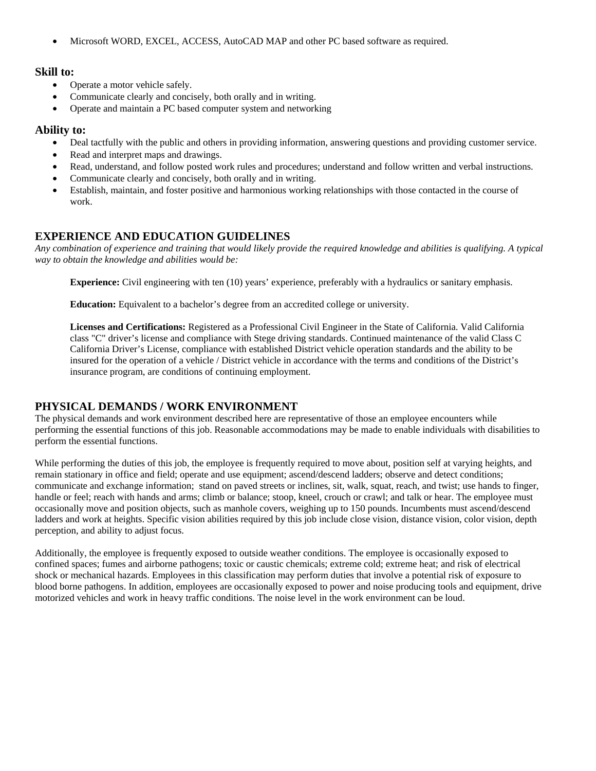- Microsoft WORD, EXCEL, ACCESS, AutoCAD MAP and other PC based software as required.

### Skill to:

- Operate a motor vehicle safely.
- Communicate clearly and concisely, both orally and in writing.
- Operate and maintain a PC based computer system and networking

### Ability to:

- Deal tactfully with the public and others in providing information, answering questions and providing customer service.
- Read and interpret maps and drawings.
- Read, understand, and follow posted work rules and procedures; understand and follow written and verbal instructions.
- Communicate clearly and concisely, both orally and in writing.
- Establish, maintain, and foster positive and harmonious working relationships with those contacted in the course of work.

## EXPERIENCE AND EDUCATION GUIDELINES

*Any combination of experience and training that would likely provide the required knowledge and abilities is qualifying. A typical way to obtain the knowledge and abilities would be:*

**Experience:** Civil engineering with ten (10) years' experience, preferably with a hydraulics or sanitary emphasis.

**Education:** Equivalent to a bachelor's degree from an accredited college or university.

**Licenses and Certifications:** Registered as a Professional Civil Engineer in the State of California. Valid California class "C" driver's license and compliance with Stege driving standards. Continued maintenance of the valid Class C California Driver's License, compliance with established District vehicle operation standards and the ability to be insured for the operation of a vehicle / District vehicle in accordance with the terms and conditions of the District's insurance program, are conditions of continuing employment.

## PHYSICAL DEMANDS / WORK ENVIRONMENT

The physical demands and work environment described here are representative of those an employee encounters while performing the essential functions of this job. Reasonable accommodations may be made to enable individuals with disabilities to perform the essential functions.

While performing the duties of this job, the employee is frequently required to move about, position self at varying heights, and remain stationary in office and field; operate and use equipment; ascend/descend ladders; observe and detect conditions; communicate and exchange information; stand on paved streets or inclines, sit, walk, squat, reach, and twist; use hands to finger, handle or feel; reach with hands and arms; climb or balance; stoop, kneel, crouch or crawl; and talk or hear. The employee must occasionally move and position objects, such as manhole covers, weighing up to 150 pounds. Incumbents must ascend/descend ladders and work at heights. Specific vision abilities required by this job include close vision, distance vision, color vision, depth perception, and ability to adjust focus.

Additionally, the employee is frequently exposed to outside weather conditions. The employee is occasionally exposed to confined spaces; fumes and airborne pathogens; toxic or caustic chemicals; extreme cold; extreme heat; and risk of electrical shock or mechanical hazards. Employees in this classification may perform duties that involve a potential risk of exposure to blood borne pathogens. In addition, employees are occasionally exposed to power and noise producing tools and equipment, drive motorized vehicles and work in heavy traffic conditions. The noise level in the work environment can be loud.